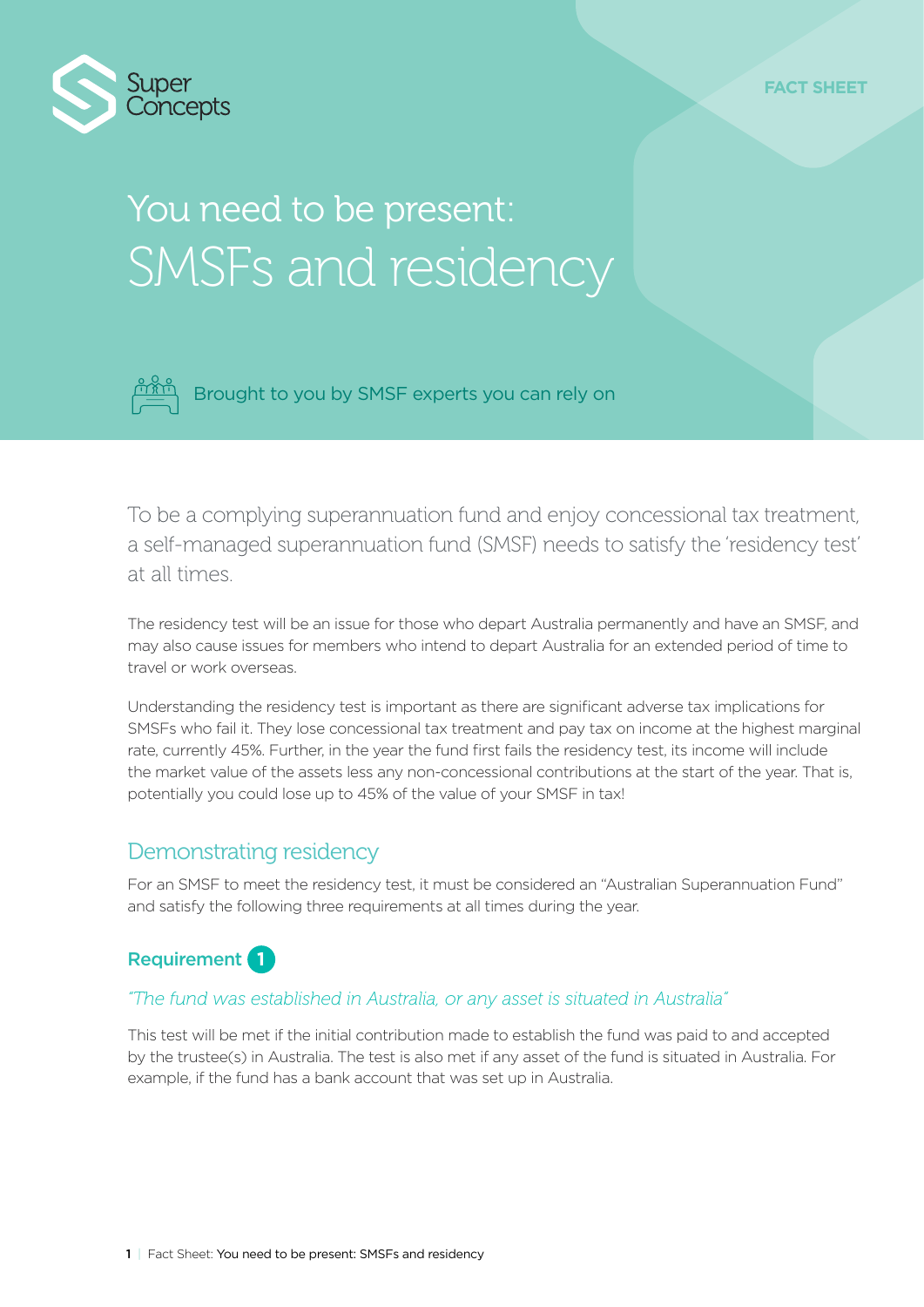Super Concepts

FACT SHEET

# You need to be present: SMSFs and residency

Brought to you by SMSF experts you can rely on

To be a complying superannuation fund and enjoy concessional tax treatment, a self-managed superannuation fund (SMSF) needs to satisfy the 'residency test' at all times.

The residency test will be an issue for those who depart Australia permanently and have an SMSF, and may also cause issues for members who intend to depart Australia for an extended period of time to travel or work overseas.

Understanding the residency test is important as there are significant adverse tax implications for SMSFs who fail it. They lose concessional tax treatment and pay tax on income at the highest marginal rate, currently 45%. Further, in the year the fund first fails the residency test, its income will include the market value of the assets less any non-concessional contributions at the start of the year. That is, potentially you could lose up to 45% of the value of your SMSF in tax!

## Demonstrating residency

For an SMSF to meet the residency test, it must be considered an "Australian Superannuation Fund" and satisfy the following three requirements at all times during the year.

### Requirement 1

*"The fund was established in Australia, or any asset is situated in Australia"*

This test will be met if the initial contribution made to establish the fund was paid to and accepted by the trustee(s) in Australia. The test is also met if any asset of the fund is situated in Australia. For example, if the fund has a bank account that was set up in Australia.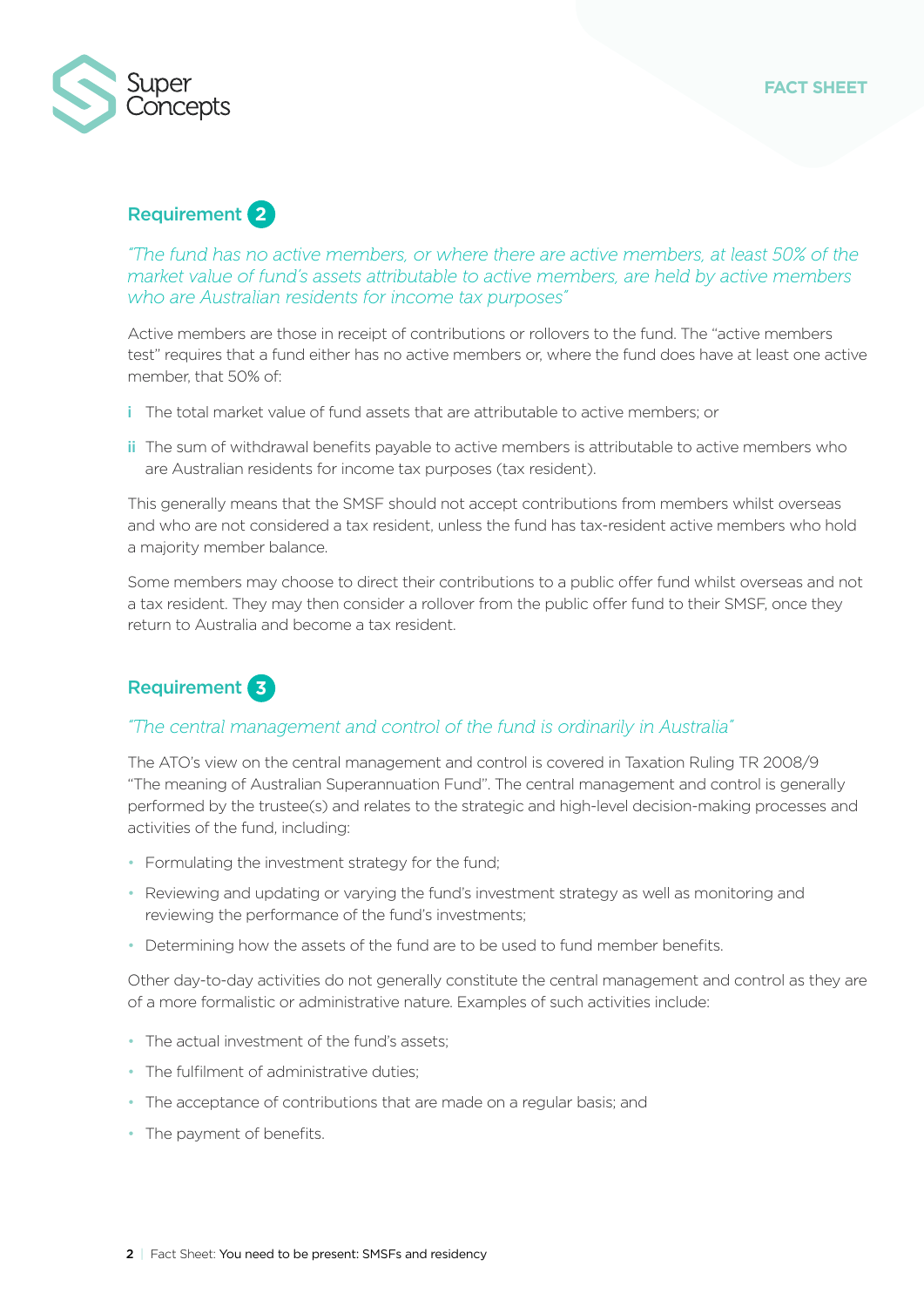## Requirement 2

*"The fund has no active members, or where there are active members, at least 50% of the market value of fund's assets attributable to active members, are held by active members who are Australian residents for income tax purposes"*

Active members are those in receipt of contributions or rollovers to the fund. The "active members test" requires that a fund either has no active members or, where the fund does have at least one active member, that 50% of:

- i The total market value of fund assets that are attributable to active members; or
- ii The sum of withdrawal benefits payable to active members is attributable to active members who are Australian residents for income tax purposes (tax resident).

This generally means that the SMSF should not accept contributions from members whilst overseas and who are not considered a tax resident, unless the fund has tax-resident active members who hold a majority member balance.

Some members may choose to direct their contributions to a public offer fund whilst overseas and not a tax resident. They may then consider a rollover from the public offer fund to their SMSF, once they return to Australia and become a tax resident.

## Requirement 3

*"The central management and control of the fund is ordinarily in Australia"*

The ATO's view on the central management and control is covered in Taxation Ruling TR 2008/9 "The meaning of Australian Superannuation Fund". The central management and control is generally performed by the trustee(s) and relates to the strategic and high-level decision-making processes and activities of the fund, including:

- Formulating the investment strategy for the fund;
- Reviewing and updating or varying the fund's investment strategy as well as monitoring and reviewing the performance of the fund's investments;
- Determining how the assets of the fund are to be used to fund member benefits.

Other day-to-day activities do not generally constitute the central management and control as they are of a more formalistic or administrative nature. Examples of such activities include:

- The actual investment of the fund's assets;
- The fulfilment of administrative duties;
- The acceptance of contributions that are made on a regular basis; and
- The payment of benefits.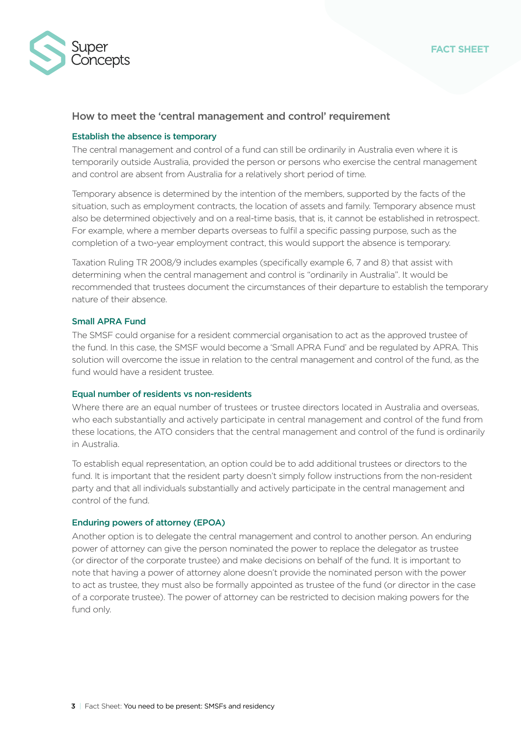## How to meet the 'central management and control' requirement

### Establish the absence is temporary

The central management and control of a fund can still be ordinarily in Australia even where it is temporarily outside Australia, provided the person or persons who exercise the central management and control are absent from Australia for a relatively short period of time.

Temporary absence is determined by the intention of the members, supported by the facts of the situation, such as employment contracts, the location of assets and family. Temporary absence must also be determined objectively and on a real-time basis, that is, it cannot be established in retrospect. For example, where a member departs overseas to fulfil a specific passing purpose, such as the completion of a two-year employment contract, this would support the absence is temporary.

Taxation Ruling TR 2008/9 includes examples (specifically example 6, 7 and 8) that assist with determining when the central management and control is "ordinarily in Australia". It would be recommended that trustees document the circumstances of their departure to establish the temporary nature of their absence.

### Small APRA Fund

The SMSF could organise for a resident commercial organisation to act as the approved trustee of the fund. In this case, the SMSF would become a 'Small APRA Fund' and be regulated by APRA. This solution will overcome the issue in relation to the central management and control of the fund, as the fund would have a resident trustee.

### Equal number of residents vs non-residents

Where there are an equal number of trustees or trustee directors located in Australia and overseas, who each substantially and actively participate in central management and control of the fund from these locations, the ATO considers that the central management and control of the fund is ordinarily in Australia.

To establish equal representation, an option could be to add additional trustees or directors to the fund. It is important that the resident party doesn't simply follow instructions from the non-resident party and that all individuals substantially and actively participate in the central management and control of the fund.

### Enduring powers of attorney (EPOA)

Another option is to delegate the central management and control to another person. An enduring power of attorney can give the person nominated the power to replace the delegator as trustee (or director of the corporate trustee) and make decisions on behalf of the fund. It is important to note that having a power of attorney alone doesn't provide the nominated person with the power to act as trustee, they must also be formally appointed as trustee of the fund (or director in the case of a corporate trustee). The power of attorney can be restricted to decision making powers for the fund only.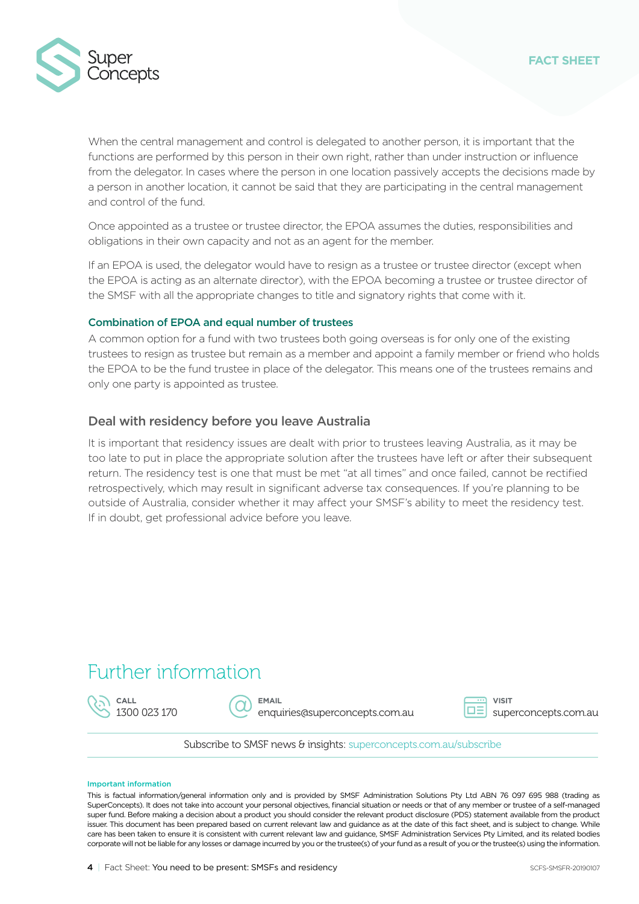When the central management and control is delegated to another person, it is important that the functions are performed by this person in their own right, rather than under instruction or influence from the delegator. In cases where the person in one location passively accepts the decisions made by a person in another location, it cannot be said that they are participating in the central management and control of the fund.

Once appointed as a trustee or trustee director, the EPOA assumes the duties, responsibilities and obligations in their own capacity and not as an agent for the member.

If an EPOA is used, the delegator would have to resign as a trustee or trustee director (except when the EPOA is acting as an alternate director), with the EPOA becoming a trustee or trustee director of the SMSF with all the appropriate changes to title and signatory rights that come with it.

### Combination of EPOA and equal number of trustees

A common option for a fund with two trustees both going overseas is for only one of the existing trustees to resign as trustee but remain as a member and appoint a family member or friend who holds the EPOA to be the fund trustee in place of the delegator. This means one of the trustees remains and only one party is appointed as trustee.

## Deal with residency before you leave Australia

It is important that residency issues are dealt with prior to trustees leaving Australia, as it may be too late to put in place the appropriate solution after the trustees have left or after their subsequent return. The residency test is one that must be met "at all times" and once failed, cannot be rectified retrospectively, which may result in significant adverse tax consequences. If you're planning to be outside of Australia, consider whether it may affect your SMSF's ability to meet the residency test. If in doubt, get professional advice before you leave.

# Further information

**CALL**
1300 023 170

**EMAIL**
enquiries@superconcepts.com.au

**VISIT**
superconcepts.com.au

Subscribe to SMSF news & insights: superconcepts.com.au/subscribe

**Important information**

This is factual information/general information only and is provided by SMSF Administration Solutions Pty Ltd ABN 76 097 695 988 (trading as SuperConcepts). It does not take into account your personal objectives, financial situation or needs or that of any member or trustee of a self-managed super fund. Before making a decision about a product you should consider the relevant product disclosure (PDS) statement available from the product issuer. This document has been prepared based on current relevant law and guidance as at the date of this fact sheet, and is subject to change. While care has been taken to ensure it is consistent with current relevant law and guidance, SMSF Administration Services Pty Limited, and its related bodies corporate will not be liable for any losses or damage incurred by you or the trustee(s) of your fund as a result of you or the trustee(s) using the information.

SCFS-SMSFR-20190107